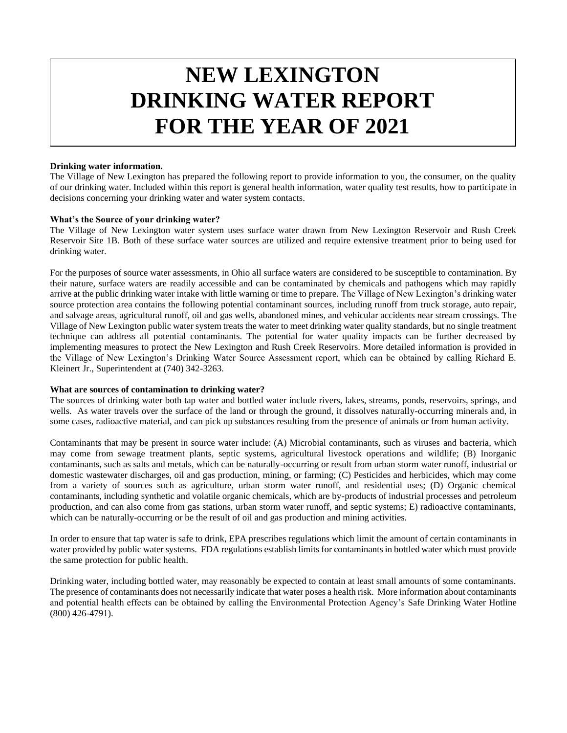# NEW LEXINGTON DRINKING WATER REPORT FOR THE YEAR OF 2021

**Drinking water information.**

The Village of New Lexington has prepared the following report to provide information to you, the consumer, on the quality of our drinking water. Included within this report is general health information, water quality test results, how to participate in decisions concerning your drinking water and water system contacts.

**What's the Source of your drinking water?**

The Village of New Lexington water system uses surface water drawn from New Lexington Reservoir and Rush Creek Reservoir Site 1B. Both of these surface water sources are utilized and require extensive treatment prior to being used for drinking water.

For the purposes of source water assessments, in Ohio all surface waters are considered to be susceptible to contamination. By their nature, surface waters are readily accessible and can be contaminated by chemicals and pathogens which may rapidly arrive at the public drinking water intake with little warning or time to prepare. The Village of New Lexington's drinking water source protection area contains the following potential contaminant sources, including runoff from truck storage, auto repair, and salvage areas, agricultural runoff, oil and gas wells, abandoned mines, and vehicular accidents near stream crossings. The Village of New Lexington public water system treats the water to meet drinking water quality standards, but no single treatment technique can address all potential contaminants. The potential for water quality impacts can be further decreased by implementing measures to protect the New Lexington and Rush Creek Reservoirs. More detailed information is provided in the Village of New Lexington's Drinking Water Source Assessment report, which can be obtained by calling Richard E. Kleinert Jr., Superintendent at (740) 342-3263.

**What are sources of contamination to drinking water?**

The sources of drinking water both tap water and bottled water include rivers, lakes, streams, ponds, reservoirs, springs, and wells. As water travels over the surface of the land or through the ground, it dissolves naturally-occurring minerals and, in some cases, radioactive material, and can pick up substances resulting from the presence of animals or from human activity.

Contaminants that may be present in source water include: (A) Microbial contaminants, such as viruses and bacteria, which may come from sewage treatment plants, septic systems, agricultural livestock operations and wildlife; (B) Inorganic contaminants, such as salts and metals, which can be naturally-occurring or result from urban storm water runoff, industrial or domestic wastewater discharges, oil and gas production, mining, or farming; (C) Pesticides and herbicides, which may come from a variety of sources such as agriculture, urban storm water runoff, and residential uses; (D) Organic chemical contaminants, including synthetic and volatile organic chemicals, which are by-products of industrial processes and petroleum production, and can also come from gas stations, urban storm water runoff, and septic systems; E) radioactive contaminants, which can be naturally-occurring or be the result of oil and gas production and mining activities.

In order to ensure that tap water is safe to drink, EPA prescribes regulations which limit the amount of certain contaminants in water provided by public water systems. FDA regulations establish limits for contaminants in bottled water which must provide the same protection for public health.

Drinking water, including bottled water, may reasonably be expected to contain at least small amounts of some contaminants. The presence of contaminants does not necessarily indicate that water poses a health risk. More information about contaminants and potential health effects can be obtained by calling the Environmental Protection Agency's Safe Drinking Water Hotline (800) 426-4791).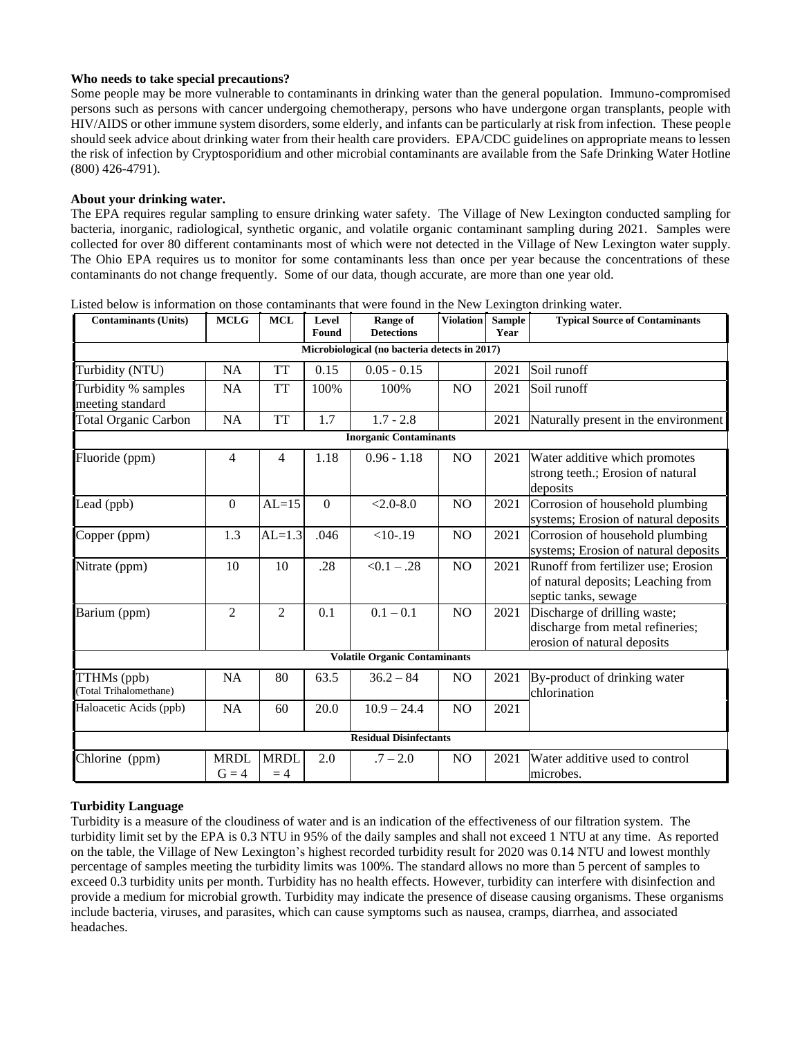**Who needs to take special precautions?**

Some people may be more vulnerable to contaminants in drinking water than the general population. Immuno-compromised persons such as persons with cancer undergoing chemotherapy, persons who have undergone organ transplants, people with HIV/AIDS or other immune system disorders, some elderly, and infants can be particularly at risk from infection. These people should seek advice about drinking water from their health care providers. EPA/CDC guidelines on appropriate means to lessen the risk of infection by Cryptosporidium and other microbial contaminants are available from the Safe Drinking Water Hotline (800) 426-4791).

**About your drinking water.**

The EPA requires regular sampling to ensure drinking water safety. The Village of New Lexington conducted sampling for bacteria, inorganic, radiological, synthetic organic, and volatile organic contaminant sampling during 2021. Samples were collected for over 80 different contaminants most of which were not detected in the Village of New Lexington water supply. The Ohio EPA requires us to monitor for some contaminants less than once per year because the concentrations of these contaminants do not change frequently. Some of our data, though accurate, are more than one year old.

Listed below is information on those contaminants that were found in the New Lexington drinking water.

| Contaminants (Units) | MCLG | MCL | Level Found | Range of Detections | Violation | Sample Year | Typical Source of Contaminants |
|---|---|---|---|---|---|---|---|
| **Microbiological (no bacteria detects in 2017)** | | | | | | | |
| Turbidity (NTU) | NA | TT | 0.15 | 0.05 - 0.15 | | 2021 | Soil runoff |
| Turbidity % samples meeting standard | NA | TT | 100% | 100% | NO | 2021 | Soil runoff |
| Total Organic Carbon | NA | TT | 1.7 | 1.7 - 2.8 | | 2021 | Naturally present in the environment |
| **Inorganic Contaminants** | | | | | | | |
| Fluoride (ppm) | 4 | 4 | 1.18 | 0.96 - 1.18 | NO | 2021 | Water additive which promotes strong teeth.; Erosion of natural deposits |
| Lead (ppb) | 0 | AL=15 | 0 | <2.0-8.0 | NO | 2021 | Corrosion of household plumbing systems; Erosion of natural deposits |
| Copper (ppm) | 1.3 | AL=1.3 | .046 | <10-.19 | NO | 2021 | Corrosion of household plumbing systems; Erosion of natural deposits |
| Nitrate (ppm) | 10 | 10 | .28 | <0.1 – .28 | NO | 2021 | Runoff from fertilizer use; Erosion of natural deposits; Leaching from septic tanks, sewage |
| Barium (ppm) | 2 | 2 | 0.1 | 0.1 – 0.1 | NO | 2021 | Discharge of drilling waste; discharge from metal refineries; erosion of natural deposits |
| **Volatile Organic Contaminants** | | | | | | | |
| TTHMs (ppb) (Total Trihalomethane) | NA | 80 | 63.5 | 36.2 – 84 | NO | 2021 | By-product of drinking water chlorination |
| Haloacetic Acids (ppb) | NA | 60 | 20.0 | 10.9 – 24.4 | NO | 2021 | |
| **Residual Disinfectants** | | | | | | | |
| Chlorine (ppm) | MRDL G = 4 | MRDL = 4 | 2.0 | .7 – 2.0 | NO | 2021 | Water additive used to control microbes. |

**Turbidity Language**

Turbidity is a measure of the cloudiness of water and is an indication of the effectiveness of our filtration system. The turbidity limit set by the EPA is 0.3 NTU in 95% of the daily samples and shall not exceed 1 NTU at any time. As reported on the table, the Village of New Lexington's highest recorded turbidity result for 2020 was 0.14 NTU and lowest monthly percentage of samples meeting the turbidity limits was 100%. The standard allows no more than 5 percent of samples to exceed 0.3 turbidity units per month. Turbidity has no health effects. However, turbidity can interfere with disinfection and provide a medium for microbial growth. Turbidity may indicate the presence of disease causing organisms. These organisms include bacteria, viruses, and parasites, which can cause symptoms such as nausea, cramps, diarrhea, and associated headaches.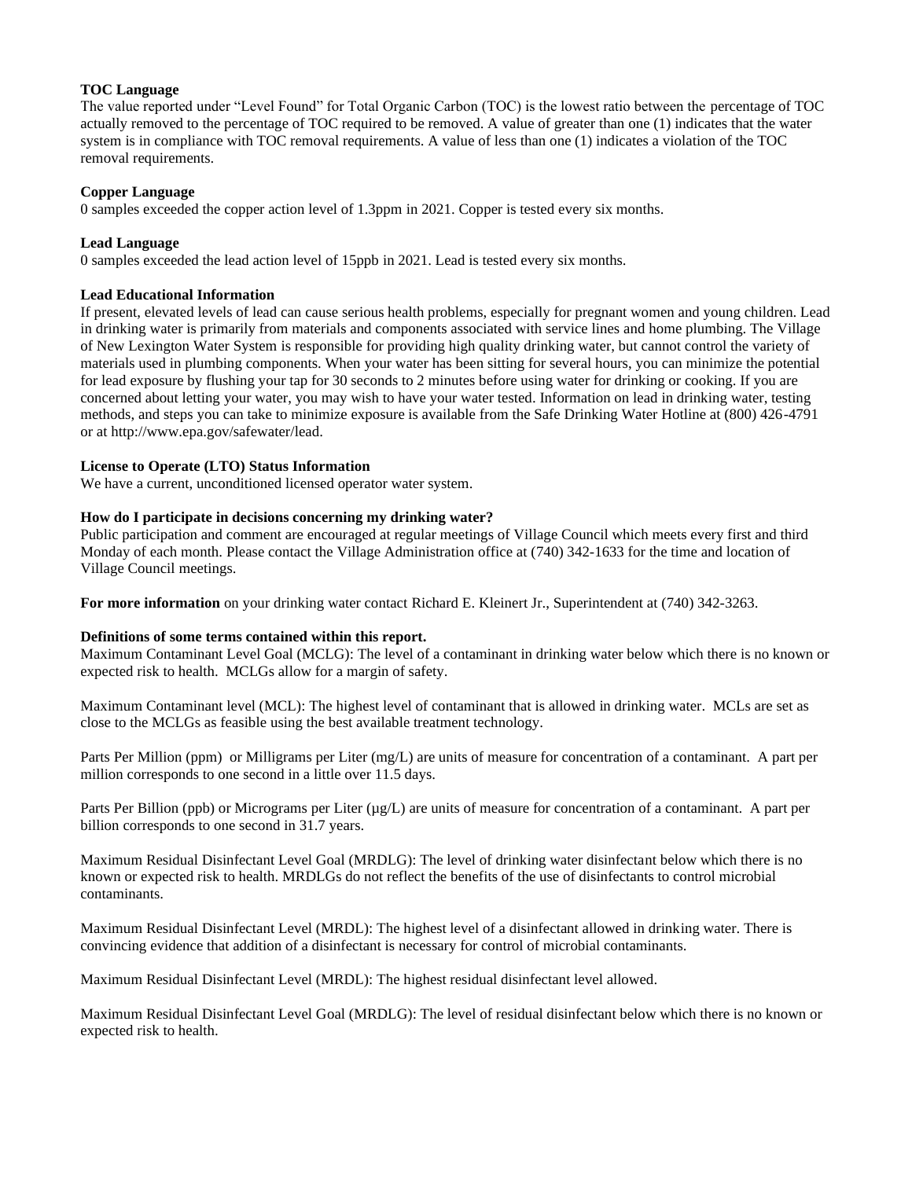**TOC Language**

The value reported under "Level Found" for Total Organic Carbon (TOC) is the lowest ratio between the percentage of TOC actually removed to the percentage of TOC required to be removed. A value of greater than one (1) indicates that the water system is in compliance with TOC removal requirements. A value of less than one (1) indicates a violation of the TOC removal requirements.

**Copper Language**

0 samples exceeded the copper action level of 1.3ppm in 2021. Copper is tested every six months.

**Lead Language**

0 samples exceeded the lead action level of 15ppb in 2021. Lead is tested every six months.

**Lead Educational Information**

If present, elevated levels of lead can cause serious health problems, especially for pregnant women and young children. Lead in drinking water is primarily from materials and components associated with service lines and home plumbing. The Village of New Lexington Water System is responsible for providing high quality drinking water, but cannot control the variety of materials used in plumbing components. When your water has been sitting for several hours, you can minimize the potential for lead exposure by flushing your tap for 30 seconds to 2 minutes before using water for drinking or cooking. If you are concerned about letting your water, you may wish to have your water tested. Information on lead in drinking water, testing methods, and steps you can take to minimize exposure is available from the Safe Drinking Water Hotline at (800) 426-4791 or at http://www.epa.gov/safewater/lead.

**License to Operate (LTO) Status Information**

We have a current, unconditioned licensed operator water system.

**How do I participate in decisions concerning my drinking water?**

Public participation and comment are encouraged at regular meetings of Village Council which meets every first and third Monday of each month. Please contact the Village Administration office at (740) 342-1633 for the time and location of Village Council meetings.

**For more information** on your drinking water contact Richard E. Kleinert Jr., Superintendent at (740) 342-3263.

**Definitions of some terms contained within this report.**

Maximum Contaminant Level Goal (MCLG): The level of a contaminant in drinking water below which there is no known or expected risk to health. MCLGs allow for a margin of safety.

Maximum Contaminant level (MCL): The highest level of contaminant that is allowed in drinking water. MCLs are set as close to the MCLGs as feasible using the best available treatment technology.

Parts Per Million (ppm) or Milligrams per Liter (mg/L) are units of measure for concentration of a contaminant. A part per million corresponds to one second in a little over 11.5 days.

Parts Per Billion (ppb) or Micrograms per Liter (µg/L) are units of measure for concentration of a contaminant. A part per billion corresponds to one second in 31.7 years.

Maximum Residual Disinfectant Level Goal (MRDLG): The level of drinking water disinfectant below which there is no known or expected risk to health. MRDLGs do not reflect the benefits of the use of disinfectants to control microbial contaminants.

Maximum Residual Disinfectant Level (MRDL): The highest level of a disinfectant allowed in drinking water. There is convincing evidence that addition of a disinfectant is necessary for control of microbial contaminants.

Maximum Residual Disinfectant Level (MRDL): The highest residual disinfectant level allowed.

Maximum Residual Disinfectant Level Goal (MRDLG): The level of residual disinfectant below which there is no known or expected risk to health.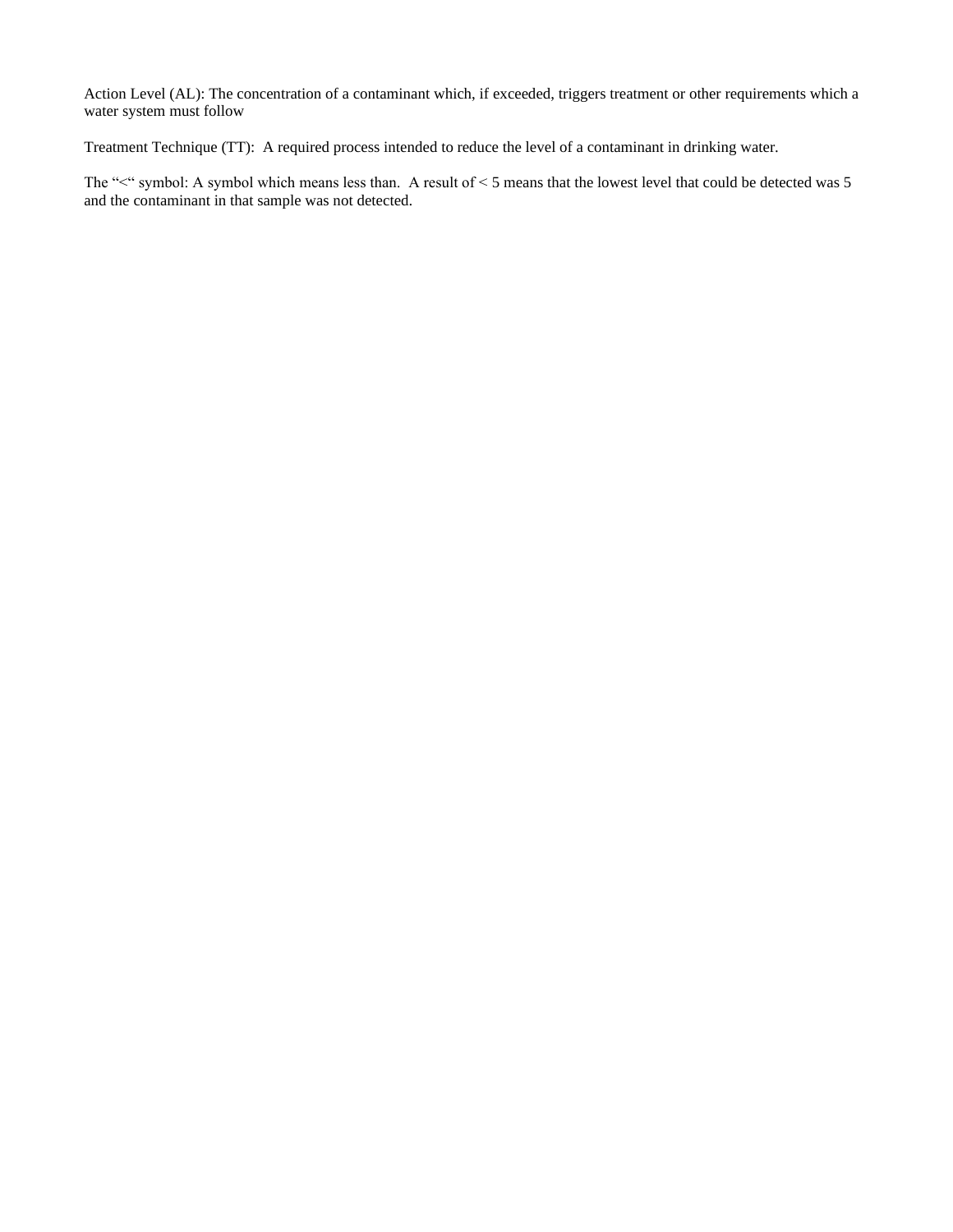Action Level (AL): The concentration of a contaminant which, if exceeded, triggers treatment or other requirements which a water system must follow

Treatment Technique (TT): A required process intended to reduce the level of a contaminant in drinking water.

The "<" symbol: A symbol which means less than. A result of < 5 means that the lowest level that could be detected was 5 and the contaminant in that sample was not detected.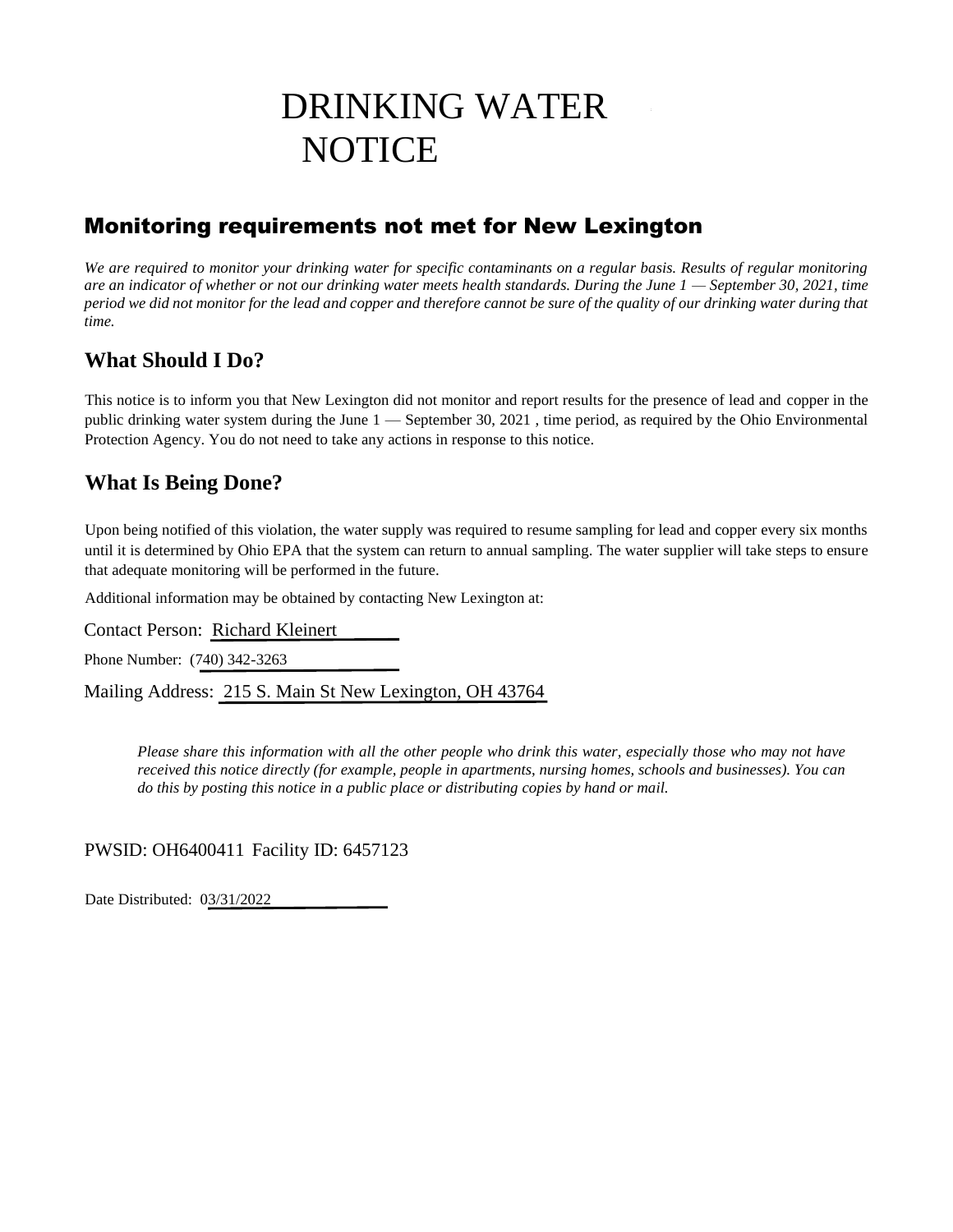# DRINKING WATER NOTICE

## Monitoring requirements not met for New Lexington

*We are required to monitor your drinking water for specific contaminants on a regular basis. Results of regular monitoring are an indicator of whether or not our drinking water meets health standards. During the June 1 — September 30, 2021, time period we did not monitor for the lead and copper and therefore cannot be sure of the quality of our drinking water during that time.*

### What Should I Do?

This notice is to inform you that New Lexington did not monitor and report results for the presence of lead and copper in the public drinking water system during the June 1 — September 30, 2021 , time period, as required by the Ohio Environmental Protection Agency. You do not need to take any actions in response to this notice.

### What Is Being Done?

Upon being notified of this violation, the water supply was required to resume sampling for lead and copper every six months until it is determined by Ohio EPA that the system can return to annual sampling. The water supplier will take steps to ensure that adequate monitoring will be performed in the future.

Additional information may be obtained by contacting New Lexington at:

Contact Person: Richard Kleinert

Phone Number: (740) 342-3263

Mailing Address: 215 S. Main St New Lexington, OH 43764

*Please share this information with all the other people who drink this water, especially those who may not have received this notice directly (for example, people in apartments, nursing homes, schools and businesses). You can do this by posting this notice in a public place or distributing copies by hand or mail.*

PWSID: OH6400411 Facility ID: 6457123

Date Distributed: 03/31/2022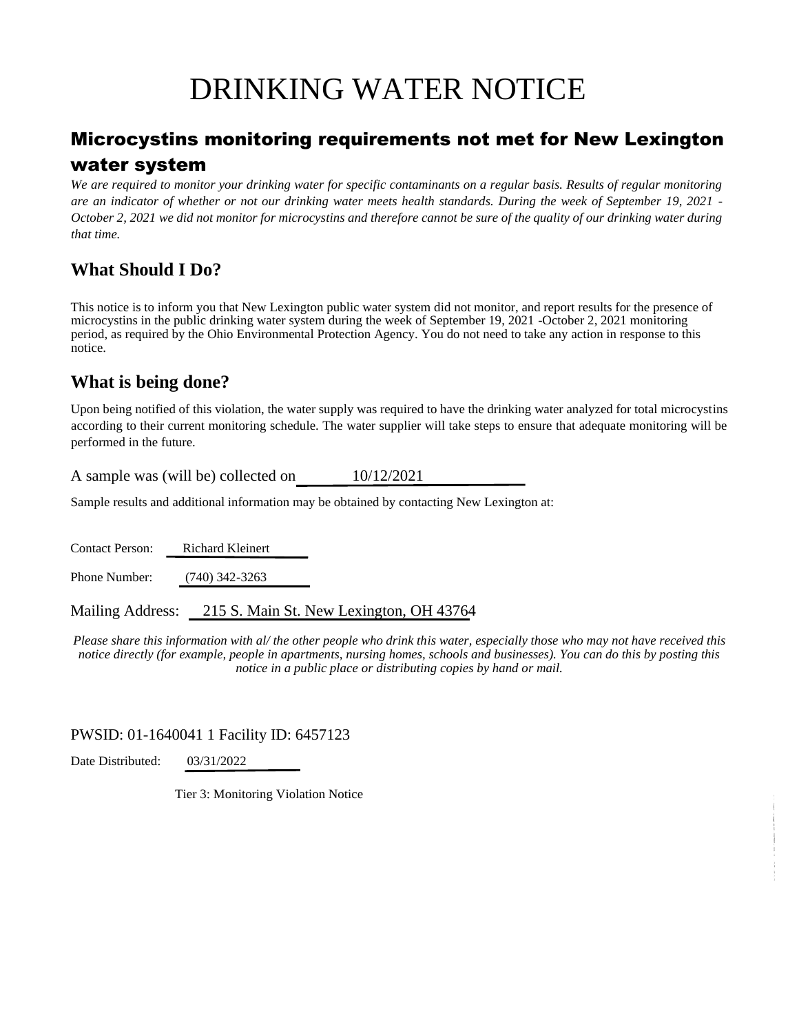# DRINKING WATER NOTICE

## Microcystins monitoring requirements not met for New Lexington water system

*We are required to monitor your drinking water for specific contaminants on a regular basis. Results of regular monitoring are an indicator of whether or not our drinking water meets health standards. During the week of September 19, 2021 - October 2, 2021 we did not monitor for microcystins and therefore cannot be sure of the quality of our drinking water during that time.*

### What Should I Do?

This notice is to inform you that New Lexington public water system did not monitor, and report results for the presence of microcystins in the public drinking water system during the week of September 19, 2021 -October 2, 2021 monitoring period, as required by the Ohio Environmental Protection Agency. You do not need to take any action in response to this notice.

### What is being done?

Upon being notified of this violation, the water supply was required to have the drinking water analyzed for total microcystins according to their current monitoring schedule. The water supplier will take steps to ensure that adequate monitoring will be performed in the future.

A sample was (will be) collected on 10/12/2021

Sample results and additional information may be obtained by contacting New Lexington at:

Contact Person: Richard Kleinert

Phone Number: (740) 342-3263

Mailing Address: 215 S. Main St. New Lexington, OH 43764

*Please share this information with al/ the other people who drink this water, especially those who may not have received this notice directly (for example, people in apartments, nursing homes, schools and businesses). You can do this by posting this notice in a public place or distributing copies by hand or mail.*

PWSID: 01-1640041 1 Facility ID: 6457123

Date Distributed: 03/31/2022

Tier 3: Monitoring Violation Notice